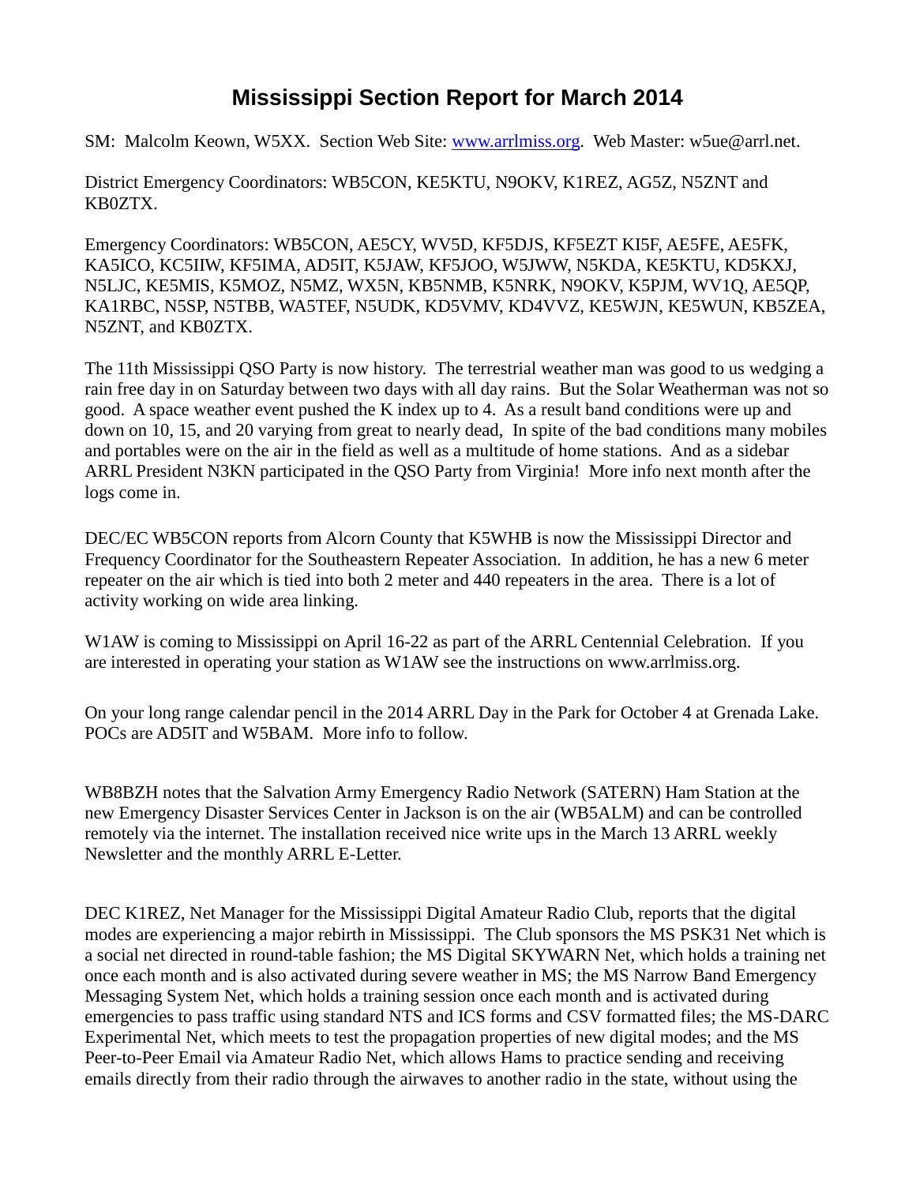# Mississippi Section Report for March 2014

SM: Malcolm Keown, W5XX. Section Web Site: www.arrlmiss.org. Web Master: w5ue@arrl.net.

District Emergency Coordinators: WB5CON, KE5KTU, N9OKV, K1REZ, AG5Z, N5ZNT and KB0ZTX.

Emergency Coordinators: WB5CON, AE5CY, WV5D, KF5DJS, KF5EZT KI5F, AE5FE, AE5FK, KA5ICO, KC5IIW, KF5IMA, AD5IT, K5JAW, KF5JOO, W5JWW, N5KDA, KE5KTU, KD5KXJ, N5LJC, KE5MIS, K5MOZ, N5MZ, WX5N, KB5NMB, K5NRK, N9OKV, K5PJM, WV1Q, AE5QP, KA1RBC, N5SP, N5TBB, WA5TEF, N5UDK, KD5VMV, KD4VVZ, KE5WJN, KE5WUN, KB5ZEA, N5ZNT, and KB0ZTX.

The 11th Mississippi QSO Party is now history. The terrestrial weather man was good to us wedging a rain free day in on Saturday between two days with all day rains. But the Solar Weatherman was not so good. A space weather event pushed the K index up to 4. As a result band conditions were up and down on 10, 15, and 20 varying from great to nearly dead, In spite of the bad conditions many mobiles and portables were on the air in the field as well as a multitude of home stations. And as a sidebar ARRL President N3KN participated in the QSO Party from Virginia! More info next month after the logs come in.

DEC/EC WB5CON reports from Alcorn County that K5WHB is now the Mississippi Director and Frequency Coordinator for the Southeastern Repeater Association. In addition, he has a new 6 meter repeater on the air which is tied into both 2 meter and 440 repeaters in the area. There is a lot of activity working on wide area linking.

W1AW is coming to Mississippi on April 16-22 as part of the ARRL Centennial Celebration. If you are interested in operating your station as W1AW see the instructions on www.arrlmiss.org.

On your long range calendar pencil in the 2014 ARRL Day in the Park for October 4 at Grenada Lake. POCs are AD5IT and W5BAM. More info to follow.

WB8BZH notes that the Salvation Army Emergency Radio Network (SATERN) Ham Station at the new Emergency Disaster Services Center in Jackson is on the air (WB5ALM) and can be controlled remotely via the internet. The installation received nice write ups in the March 13 ARRL weekly Newsletter and the monthly ARRL E-Letter.

DEC K1REZ, Net Manager for the Mississippi Digital Amateur Radio Club, reports that the digital modes are experiencing a major rebirth in Mississippi. The Club sponsors the MS PSK31 Net which is a social net directed in round-table fashion; the MS Digital SKYWARN Net, which holds a training net once each month and is also activated during severe weather in MS; the MS Narrow Band Emergency Messaging System Net, which holds a training session once each month and is activated during emergencies to pass traffic using standard NTS and ICS forms and CSV formatted files; the MS-DARC Experimental Net, which meets to test the propagation properties of new digital modes; and the MS Peer-to-Peer Email via Amateur Radio Net, which allows Hams to practice sending and receiving emails directly from their radio through the airwaves to another radio in the state, without using the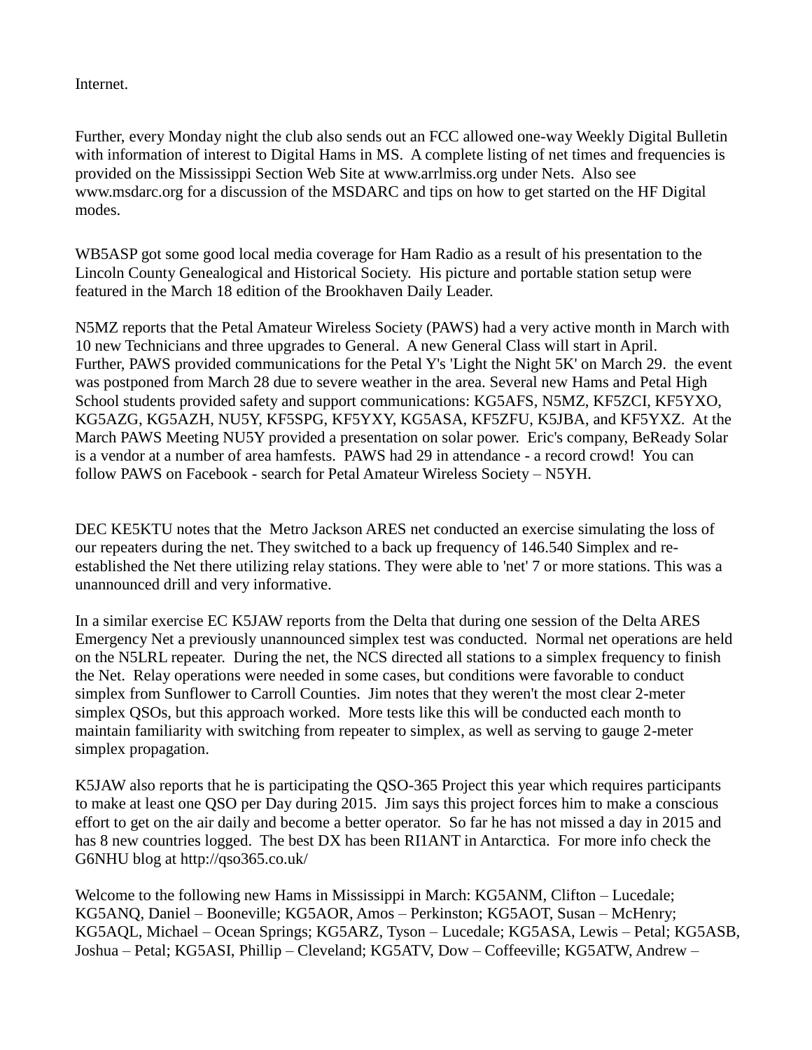Internet.

Further, every Monday night the club also sends out an FCC allowed one-way Weekly Digital Bulletin with information of interest to Digital Hams in MS. A complete listing of net times and frequencies is provided on the Mississippi Section Web Site at www.arrlmiss.org under Nets. Also see www.msdarc.org for a discussion of the MSDARC and tips on how to get started on the HF Digital modes.

WB5ASP got some good local media coverage for Ham Radio as a result of his presentation to the Lincoln County Genealogical and Historical Society. His picture and portable station setup were featured in the March 18 edition of the Brookhaven Daily Leader.

N5MZ reports that the Petal Amateur Wireless Society (PAWS) had a very active month in March with 10 new Technicians and three upgrades to General. A new General Class will start in April. Further, PAWS provided communications for the Petal Y's 'Light the Night 5K' on March 29. the event was postponed from March 28 due to severe weather in the area. Several new Hams and Petal High School students provided safety and support communications: KG5AFS, N5MZ, KF5ZCI, KF5YXO, KG5AZG, KG5AZH, NU5Y, KF5SPG, KF5YXY, KG5ASA, KF5ZFU, K5JBA, and KF5YXZ. At the March PAWS Meeting NU5Y provided a presentation on solar power. Eric's company, BeReady Solar is a vendor at a number of area hamfests. PAWS had 29 in attendance - a record crowd! You can follow PAWS on Facebook - search for Petal Amateur Wireless Society – N5YH.

DEC KE5KTU notes that the Metro Jackson ARES net conducted an exercise simulating the loss of our repeaters during the net. They switched to a back up frequency of 146.540 Simplex and re-established the Net there utilizing relay stations. They were able to 'net' 7 or more stations. This was a unannounced drill and very informative.

In a similar exercise EC K5JAW reports from the Delta that during one session of the Delta ARES Emergency Net a previously unannounced simplex test was conducted. Normal net operations are held on the N5LRL repeater. During the net, the NCS directed all stations to a simplex frequency to finish the Net. Relay operations were needed in some cases, but conditions were favorable to conduct simplex from Sunflower to Carroll Counties. Jim notes that they weren't the most clear 2-meter simplex QSOs, but this approach worked. More tests like this will be conducted each month to maintain familiarity with switching from repeater to simplex, as well as serving to gauge 2-meter simplex propagation.

K5JAW also reports that he is participating the QSO-365 Project this year which requires participants to make at least one QSO per Day during 2015. Jim says this project forces him to make a conscious effort to get on the air daily and become a better operator. So far he has not missed a day in 2015 and has 8 new countries logged. The best DX has been RI1ANT in Antarctica. For more info check the G6NHU blog at http://qso365.co.uk/

Welcome to the following new Hams in Mississippi in March: KG5ANM, Clifton – Lucedale; KG5ANQ, Daniel – Booneville; KG5AOR, Amos – Perkinston; KG5AOT, Susan – McHenry; KG5AQL, Michael – Ocean Springs; KG5ARZ, Tyson – Lucedale; KG5ASA, Lewis – Petal; KG5ASB, Joshua – Petal; KG5ASI, Phillip – Cleveland; KG5ATV, Dow – Coffeeville; KG5ATW, Andrew –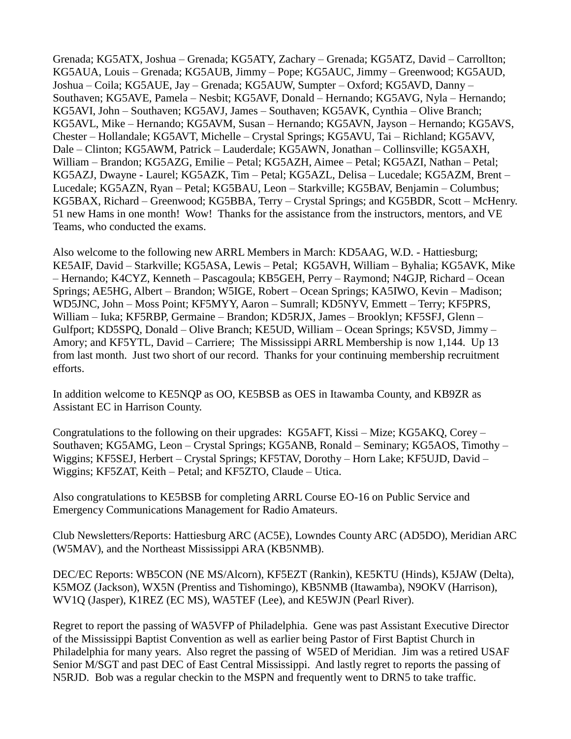Grenada; KG5ATX, Joshua – Grenada; KG5ATY, Zachary – Grenada; KG5ATZ, David – Carrollton; KG5AUA, Louis – Grenada; KG5AUB, Jimmy – Pope; KG5AUC, Jimmy – Greenwood; KG5AUD, Joshua – Coila; KG5AUE, Jay – Grenada; KG5AUW, Sumpter – Oxford; KG5AVD, Danny – Southaven; KG5AVE, Pamela – Nesbit; KG5AVF, Donald – Hernando; KG5AVG, Nyla – Hernando; KG5AVI, John – Southaven; KG5AVJ, James – Southaven; KG5AVK, Cynthia – Olive Branch; KG5AVL, Mike – Hernando; KG5AVM, Susan – Hernando; KG5AVN, Jayson – Hernando; KG5AVS, Chester – Hollandale; KG5AVT, Michelle – Crystal Springs; KG5AVU, Tai – Richland; KG5AVV, Dale – Clinton; KG5AWM, Patrick – Lauderdale; KG5AWN, Jonathan – Collinsville; KG5AXH, William – Brandon; KG5AZG, Emilie – Petal; KG5AZH, Aimee – Petal; KG5AZI, Nathan – Petal; KG5AZJ, Dwayne - Laurel; KG5AZK, Tim – Petal; KG5AZL, Delisa – Lucedale; KG5AZM, Brent – Lucedale; KG5AZN, Ryan – Petal; KG5BAU, Leon – Starkville; KG5BAV, Benjamin – Columbus; KG5BAX, Richard – Greenwood; KG5BBA, Terry – Crystal Springs; and KG5BDR, Scott – McHenry. 51 new Hams in one month! Wow! Thanks for the assistance from the instructors, mentors, and VE Teams, who conducted the exams.

Also welcome to the following new ARRL Members in March: KD5AAG, W.D. - Hattiesburg; KE5AIF, David – Starkville; KG5ASA, Lewis – Petal; KG5AVH, William – Byhalia; KG5AVK, Mike – Hernando; K4CYZ, Kenneth – Pascagoula; KB5GEH, Perry – Raymond; N4GJP, Richard – Ocean Springs; AE5HG, Albert – Brandon; W5IGE, Robert – Ocean Springs; KA5IWO, Kevin – Madison; WD5JNC, John – Moss Point; KF5MYY, Aaron – Sumrall; KD5NYV, Emmett – Terry; KF5PRS, William – Iuka; KF5RBP, Germaine – Brandon; KD5RJX, James – Brooklyn; KF5SFJ, Glenn – Gulfport; KD5SPQ, Donald – Olive Branch; KE5UD, William – Ocean Springs; K5VSD, Jimmy – Amory; and KF5YTL, David – Carriere; The Mississippi ARRL Membership is now 1,144. Up 13 from last month. Just two short of our record. Thanks for your continuing membership recruitment efforts.

In addition welcome to KE5NQP as OO, KE5BSB as OES in Itawamba County, and KB9ZR as Assistant EC in Harrison County.

Congratulations to the following on their upgrades: KG5AFT, Kissi – Mize; KG5AKQ, Corey – Southaven; KG5AMG, Leon – Crystal Springs; KG5ANB, Ronald – Seminary; KG5AOS, Timothy – Wiggins; KF5SEJ, Herbert – Crystal Springs; KF5TAV, Dorothy – Horn Lake; KF5UJD, David – Wiggins; KF5ZAT, Keith – Petal; and KF5ZTO, Claude – Utica.

Also congratulations to KE5BSB for completing ARRL Course EO-16 on Public Service and Emergency Communications Management for Radio Amateurs.

Club Newsletters/Reports: Hattiesburg ARC (AC5E), Lowndes County ARC (AD5DO), Meridian ARC (W5MAV), and the Northeast Mississippi ARA (KB5NMB).

DEC/EC Reports: WB5CON (NE MS/Alcorn), KF5EZT (Rankin), KE5KTU (Hinds), K5JAW (Delta), K5MOZ (Jackson), WX5N (Prentiss and Tishomingo), KB5NMB (Itawamba), N9OKV (Harrison), WV1Q (Jasper), K1REZ (EC MS), WA5TEF (Lee), and KE5WJN (Pearl River).

Regret to report the passing of WA5VFP of Philadelphia. Gene was past Assistant Executive Director of the Mississippi Baptist Convention as well as earlier being Pastor of First Baptist Church in Philadelphia for many years. Also regret the passing of W5ED of Meridian. Jim was a retired USAF Senior M/SGT and past DEC of East Central Mississippi. And lastly regret to reports the passing of N5RJD. Bob was a regular checkin to the MSPN and frequently went to DRN5 to take traffic.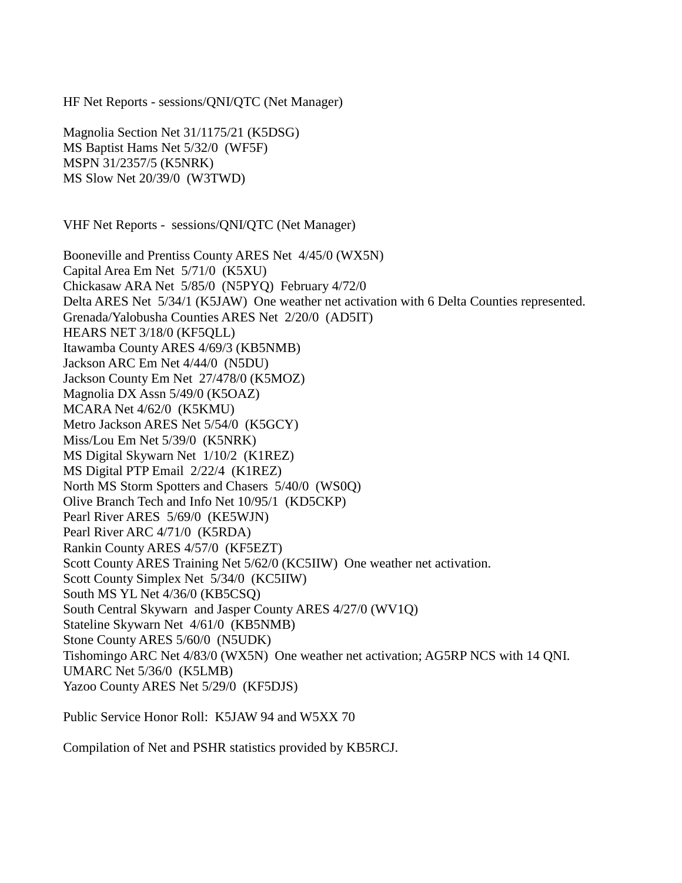HF Net Reports - sessions/QNI/QTC (Net Manager)

Magnolia Section Net 31/1175/21 (K5DSG)
MS Baptist Hams Net 5/32/0 (WF5F)
MSPN 31/2357/5 (K5NRK)
MS Slow Net 20/39/0 (W3TWD)

VHF Net Reports - sessions/QNI/QTC (Net Manager)

Booneville and Prentiss County ARES Net 4/45/0 (WX5N)
Capital Area Em Net 5/71/0 (K5XU)
Chickasaw ARA Net 5/85/0 (N5PYQ) February 4/72/0
Delta ARES Net 5/34/1 (K5JAW) One weather net activation with 6 Delta Counties represented.
Grenada/Yalobusha Counties ARES Net 2/20/0 (AD5IT)
HEARS NET 3/18/0 (KF5QLL)
Itawamba County ARES 4/69/3 (KB5NMB)
Jackson ARC Em Net 4/44/0 (N5DU)
Jackson County Em Net 27/478/0 (K5MOZ)
Magnolia DX Assn 5/49/0 (K5OAZ)
MCARA Net 4/62/0 (K5KMU)
Metro Jackson ARES Net 5/54/0 (K5GCY)
Miss/Lou Em Net 5/39/0 (K5NRK)
MS Digital Skywarn Net 1/10/2 (K1REZ)
MS Digital PTP Email 2/22/4 (K1REZ)
North MS Storm Spotters and Chasers 5/40/0 (WS0Q)
Olive Branch Tech and Info Net 10/95/1 (KD5CKP)
Pearl River ARES 5/69/0 (KE5WJN)
Pearl River ARC 4/71/0 (K5RDA)
Rankin County ARES 4/57/0 (KF5EZT)
Scott County ARES Training Net 5/62/0 (KC5IIW) One weather net activation.
Scott County Simplex Net 5/34/0 (KC5IIW)
South MS YL Net 4/36/0 (KB5CSQ)
South Central Skywarn and Jasper County ARES 4/27/0 (WV1Q)
Stateline Skywarn Net 4/61/0 (KB5NMB)
Stone County ARES 5/60/0 (N5UDK)
Tishomingo ARC Net 4/83/0 (WX5N) One weather net activation; AG5RP NCS with 14 QNI.
UMARC Net 5/36/0 (K5LMB)
Yazoo County ARES Net 5/29/0 (KF5DJS)

Public Service Honor Roll: K5JAW 94 and W5XX 70

Compilation of Net and PSHR statistics provided by KB5RCJ.